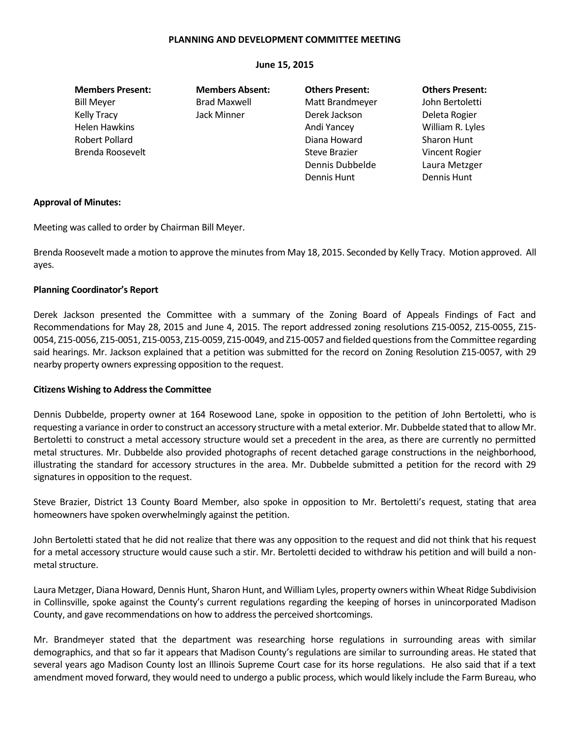**PLANNING AND DEVELOPMENT COMMITTEE MEETING**

**June 15, 2015**

| **Members Present:** | **Members Absent:** | **Others Present:** | **Others Present:** |
|---|---|---|---|
| Bill Meyer | Brad Maxwell | Matt Brandmeyer | John Bertoletti |
| Kelly Tracy | Jack Minner | Derek Jackson | Deleta Rogier |
| Helen Hawkins | | Andi Yancey | William R. Lyles |
| Robert Pollard | | Diana Howard | Sharon Hunt |
| Brenda Roosevelt | | Steve Brazier | Vincent Rogier |
| | | Dennis Dubbelde | Laura Metzger |
| | | Dennis Hunt | Dennis Hunt |

**Approval of Minutes:**

Meeting was called to order by Chairman Bill Meyer.

Brenda Roosevelt made a motion to approve the minutes from May 18, 2015. Seconded by Kelly Tracy. Motion approved. All ayes.

**Planning Coordinator's Report**

Derek Jackson presented the Committee with a summary of the Zoning Board of Appeals Findings of Fact and Recommendations for May 28, 2015 and June 4, 2015. The report addressed zoning resolutions Z15-0052, Z15-0055, Z15-0054, Z15-0056, Z15-0051, Z15-0053, Z15-0059, Z15-0049, and Z15-0057 and fielded questions from the Committee regarding said hearings. Mr. Jackson explained that a petition was submitted for the record on Zoning Resolution Z15-0057, with 29 nearby property owners expressing opposition to the request.

**Citizens Wishing to Address the Committee**

Dennis Dubbelde, property owner at 164 Rosewood Lane, spoke in opposition to the petition of John Bertoletti, who is requesting a variance in order to construct an accessory structure with a metal exterior. Mr. Dubbelde stated that to allow Mr. Bertoletti to construct a metal accessory structure would set a precedent in the area, as there are currently no permitted metal structures. Mr. Dubbelde also provided photographs of recent detached garage constructions in the neighborhood, illustrating the standard for accessory structures in the area. Mr. Dubbelde submitted a petition for the record with 29 signatures in opposition to the request.

Steve Brazier, District 13 County Board Member, also spoke in opposition to Mr. Bertoletti's request, stating that area homeowners have spoken overwhelmingly against the petition.

John Bertoletti stated that he did not realize that there was any opposition to the request and did not think that his request for a metal accessory structure would cause such a stir. Mr. Bertoletti decided to withdraw his petition and will build a non-metal structure.

Laura Metzger, Diana Howard, Dennis Hunt, Sharon Hunt, and William Lyles, property owners within Wheat Ridge Subdivision in Collinsville, spoke against the County's current regulations regarding the keeping of horses in unincorporated Madison County, and gave recommendations on how to address the perceived shortcomings.

Mr. Brandmeyer stated that the department was researching horse regulations in surrounding areas with similar demographics, and that so far it appears that Madison County's regulations are similar to surrounding areas. He stated that several years ago Madison County lost an Illinois Supreme Court case for its horse regulations. He also said that if a text amendment moved forward, they would need to undergo a public process, which would likely include the Farm Bureau, who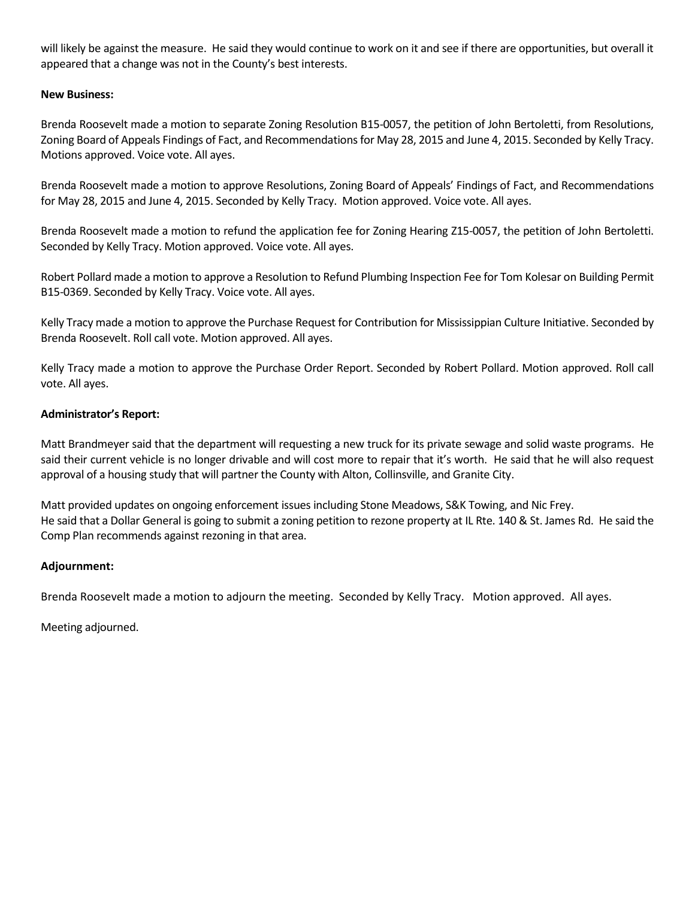will likely be against the measure. He said they would continue to work on it and see if there are opportunities, but overall it appeared that a change was not in the County's best interests.

**New Business:**

Brenda Roosevelt made a motion to separate Zoning Resolution B15-0057, the petition of John Bertoletti, from Resolutions, Zoning Board of Appeals Findings of Fact, and Recommendations for May 28, 2015 and June 4, 2015. Seconded by Kelly Tracy. Motions approved. Voice vote. All ayes.

Brenda Roosevelt made a motion to approve Resolutions, Zoning Board of Appeals' Findings of Fact, and Recommendations for May 28, 2015 and June 4, 2015. Seconded by Kelly Tracy. Motion approved. Voice vote. All ayes.

Brenda Roosevelt made a motion to refund the application fee for Zoning Hearing Z15-0057, the petition of John Bertoletti. Seconded by Kelly Tracy. Motion approved. Voice vote. All ayes.

Robert Pollard made a motion to approve a Resolution to Refund Plumbing Inspection Fee for Tom Kolesar on Building Permit B15-0369. Seconded by Kelly Tracy. Voice vote. All ayes.

Kelly Tracy made a motion to approve the Purchase Request for Contribution for Mississippian Culture Initiative. Seconded by Brenda Roosevelt. Roll call vote. Motion approved. All ayes.

Kelly Tracy made a motion to approve the Purchase Order Report. Seconded by Robert Pollard. Motion approved. Roll call vote. All ayes.

**Administrator's Report:**

Matt Brandmeyer said that the department will requesting a new truck for its private sewage and solid waste programs. He said their current vehicle is no longer drivable and will cost more to repair that it's worth. He said that he will also request approval of a housing study that will partner the County with Alton, Collinsville, and Granite City.

Matt provided updates on ongoing enforcement issues including Stone Meadows, S&K Towing, and Nic Frey.
He said that a Dollar General is going to submit a zoning petition to rezone property at IL Rte. 140 & St. James Rd. He said the Comp Plan recommends against rezoning in that area.

**Adjournment:**

Brenda Roosevelt made a motion to adjourn the meeting. Seconded by Kelly Tracy. Motion approved. All ayes.

Meeting adjourned.